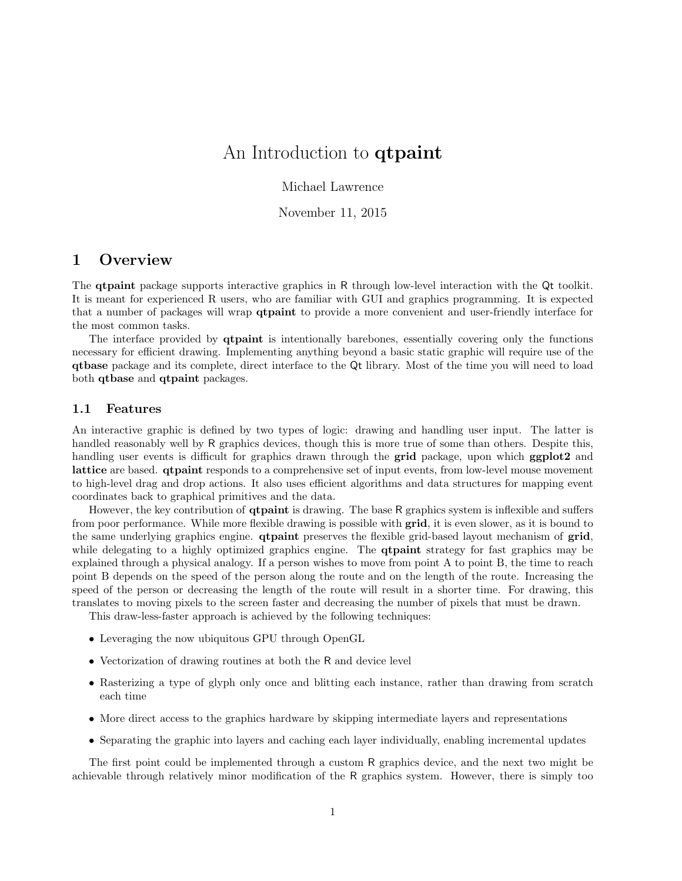# An Introduction to **qtpaint**

Michael Lawrence

November 11, 2015

## 1 Overview

The **qtpaint** package supports interactive graphics in R through low-level interaction with the Qt toolkit. It is meant for experienced R users, who are familiar with GUI and graphics programming. It is expected that a number of packages will wrap **qtpaint** to provide a more convenient and user-friendly interface for the most common tasks.

The interface provided by **qtpaint** is intentionally barebones, essentially covering only the functions necessary for efficient drawing. Implementing anything beyond a basic static graphic will require use of the **qtbase** package and its complete, direct interface to the Qt library. Most of the time you will need to load both **qtbase** and **qtpaint** packages.

### 1.1 Features

An interactive graphic is defined by two types of logic: drawing and handling user input. The latter is handled reasonably well by R graphics devices, though this is more true of some than others. Despite this, handling user events is difficult for graphics drawn through the **grid** package, upon which **ggplot2** and **lattice** are based. **qtpaint** responds to a comprehensive set of input events, from low-level mouse movement to high-level drag and drop actions. It also uses efficient algorithms and data structures for mapping event coordinates back to graphical primitives and the data.

However, the key contribution of **qtpaint** is drawing. The base R graphics system is inflexible and suffers from poor performance. While more flexible drawing is possible with **grid**, it is even slower, as it is bound to the same underlying graphics engine. **qtpaint** preserves the flexible grid-based layout mechanism of **grid**, while delegating to a highly optimized graphics engine. The **qtpaint** strategy for fast graphics may be explained through a physical analogy. If a person wishes to move from point A to point B, the time to reach point B depends on the speed of the person along the route and on the length of the route. Increasing the speed of the person or decreasing the length of the route will result in a shorter time. For drawing, this translates to moving pixels to the screen faster and decreasing the number of pixels that must be drawn.

This draw-less-faster approach is achieved by the following techniques:

- Leveraging the now ubiquitous GPU through OpenGL
- Vectorization of drawing routines at both the R and device level
- Rasterizing a type of glyph only once and blitting each instance, rather than drawing from scratch each time
- More direct access to the graphics hardware by skipping intermediate layers and representations
- Separating the graphic into layers and caching each layer individually, enabling incremental updates

The first point could be implemented through a custom R graphics device, and the next two might be achievable through relatively minor modification of the R graphics system. However, there is simply too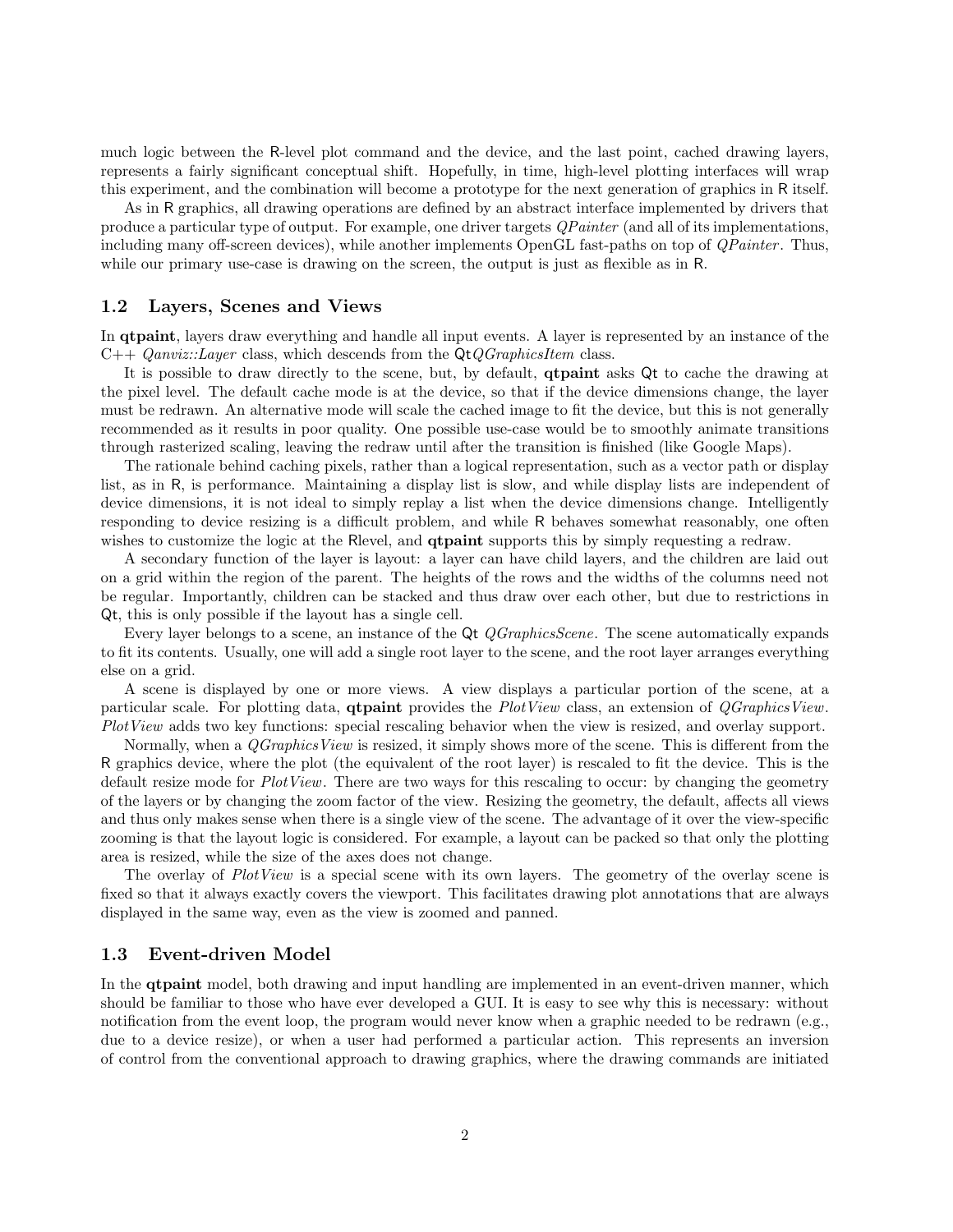much logic between the R-level plot command and the device, and the last point, cached drawing layers, represents a fairly significant conceptual shift. Hopefully, in time, high-level plotting interfaces will wrap this experiment, and the combination will become a prototype for the next generation of graphics in R itself.

As in R graphics, all drawing operations are defined by an abstract interface implemented by drivers that produce a particular type of output. For example, one driver targets *QPainter* (and all of its implementations, including many off-screen devices), while another implements OpenGL fast-paths on top of *QPainter*. Thus, while our primary use-case is drawing on the screen, the output is just as flexible as in R.

## 1.2 Layers, Scenes and Views

In **qtpaint**, layers draw everything and handle all input events. A layer is represented by an instance of the C++ *Qanviz::Layer* class, which descends from the Qt*QGraphicsItem* class.

It is possible to draw directly to the scene, but, by default, **qtpaint** asks Qt to cache the drawing at the pixel level. The default cache mode is at the device, so that if the device dimensions change, the layer must be redrawn. An alternative mode will scale the cached image to fit the device, but this is not generally recommended as it results in poor quality. One possible use-case would be to smoothly animate transitions through rasterized scaling, leaving the redraw until after the transition is finished (like Google Maps).

The rationale behind caching pixels, rather than a logical representation, such as a vector path or display list, as in R, is performance. Maintaining a display list is slow, and while display lists are independent of device dimensions, it is not ideal to simply replay a list when the device dimensions change. Intelligently responding to device resizing is a difficult problem, and while R behaves somewhat reasonably, one often wishes to customize the logic at the Rlevel, and **qtpaint** supports this by simply requesting a redraw.

A secondary function of the layer is layout: a layer can have child layers, and the children are laid out on a grid within the region of the parent. The heights of the rows and the widths of the columns need not be regular. Importantly, children can be stacked and thus draw over each other, but due to restrictions in Qt, this is only possible if the layout has a single cell.

Every layer belongs to a scene, an instance of the Qt *QGraphicsScene*. The scene automatically expands to fit its contents. Usually, one will add a single root layer to the scene, and the root layer arranges everything else on a grid.

A scene is displayed by one or more views. A view displays a particular portion of the scene, at a particular scale. For plotting data, **qtpaint** provides the *PlotView* class, an extension of *QGraphicsView*. *PlotView* adds two key functions: special rescaling behavior when the view is resized, and overlay support.

Normally, when a *QGraphicsView* is resized, it simply shows more of the scene. This is different from the R graphics device, where the plot (the equivalent of the root layer) is rescaled to fit the device. This is the default resize mode for *PlotView*. There are two ways for this rescaling to occur: by changing the geometry of the layers or by changing the zoom factor of the view. Resizing the geometry, the default, affects all views and thus only makes sense when there is a single view of the scene. The advantage of it over the view-specific zooming is that the layout logic is considered. For example, a layout can be packed so that only the plotting area is resized, while the size of the axes does not change.

The overlay of *PlotView* is a special scene with its own layers. The geometry of the overlay scene is fixed so that it always exactly covers the viewport. This facilitates drawing plot annotations that are always displayed in the same way, even as the view is zoomed and panned.

## 1.3 Event-driven Model

In the **qtpaint** model, both drawing and input handling are implemented in an event-driven manner, which should be familiar to those who have ever developed a GUI. It is easy to see why this is necessary: without notification from the event loop, the program would never know when a graphic needed to be redrawn (e.g., due to a device resize), or when a user had performed a particular action. This represents an inversion of control from the conventional approach to drawing graphics, where the drawing commands are initiated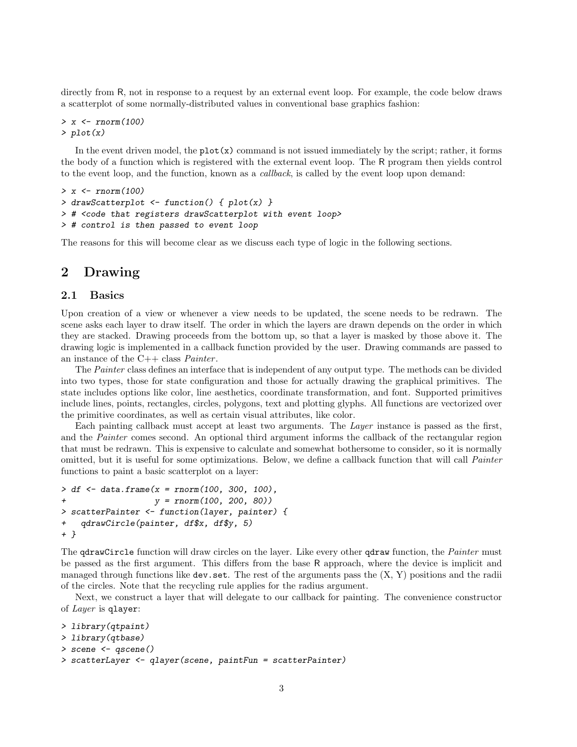directly from R, not in response to a request by an external event loop. For example, the code below draws a scatterplot of some normally-distributed values in conventional base graphics fashion:

```
> x <- rnorm(100)
> plot(x)
```

In the event driven model, the `plot(x)` command is not issued immediately by the script; rather, it forms the body of a function which is registered with the external event loop. The R program then yields control to the event loop, and the function, known as a *callback*, is called by the event loop upon demand:

```
> x <- rnorm(100)
> drawScatterplot <- function() { plot(x) }
> # <code that registers drawScatterplot with event loop>
> # control is then passed to event loop
```

The reasons for this will become clear as we discuss each type of logic in the following sections.

## 2 Drawing

### 2.1 Basics

Upon creation of a view or whenever a view needs to be updated, the scene needs to be redrawn. The scene asks each layer to draw itself. The order in which the layers are drawn depends on the order in which they are stacked. Drawing proceeds from the bottom up, so that a layer is masked by those above it. The drawing logic is implemented in a callback function provided by the user. Drawing commands are passed to an instance of the C++ class *Painter*.

The *Painter* class defines an interface that is independent of any output type. The methods can be divided into two types, those for state configuration and those for actually drawing the graphical primitives. The state includes options like color, line aesthetics, coordinate transformation, and font. Supported primitives include lines, points, rectangles, circles, polygons, text and plotting glyphs. All functions are vectorized over the primitive coordinates, as well as certain visual attributes, like color.

Each painting callback must accept at least two arguments. The *Layer* instance is passed as the first, and the *Painter* comes second. An optional third argument informs the callback of the rectangular region that must be redrawn. This is expensive to calculate and somewhat bothersome to consider, so it is normally omitted, but it is useful for some optimizations. Below, we define a callback function that will call *Painter* functions to paint a basic scatterplot on a layer:

```
> df <- data.frame(x = rnorm(100, 300, 100),
+                  y = rnorm(100, 200, 80))
> scatterPainter <- function(layer, painter) {
+   qdrawCircle(painter, df$x, df$y, 5)
+ }
```

The `qdrawCircle` function will draw circles on the layer. Like every other `qdraw` function, the *Painter* must be passed as the first argument. This differs from the base R approach, where the device is implicit and managed through functions like `dev.set`. The rest of the arguments pass the (X, Y) positions and the radii of the circles. Note that the recycling rule applies for the radius argument.

Next, we construct a layer that will delegate to our callback for painting. The convenience constructor of *Layer* is `qlayer`:

```
> library(qtpaint)
> library(qtbase)
> scene <- qscene()
> scatterLayer <- qlayer(scene, paintFun = scatterPainter)
```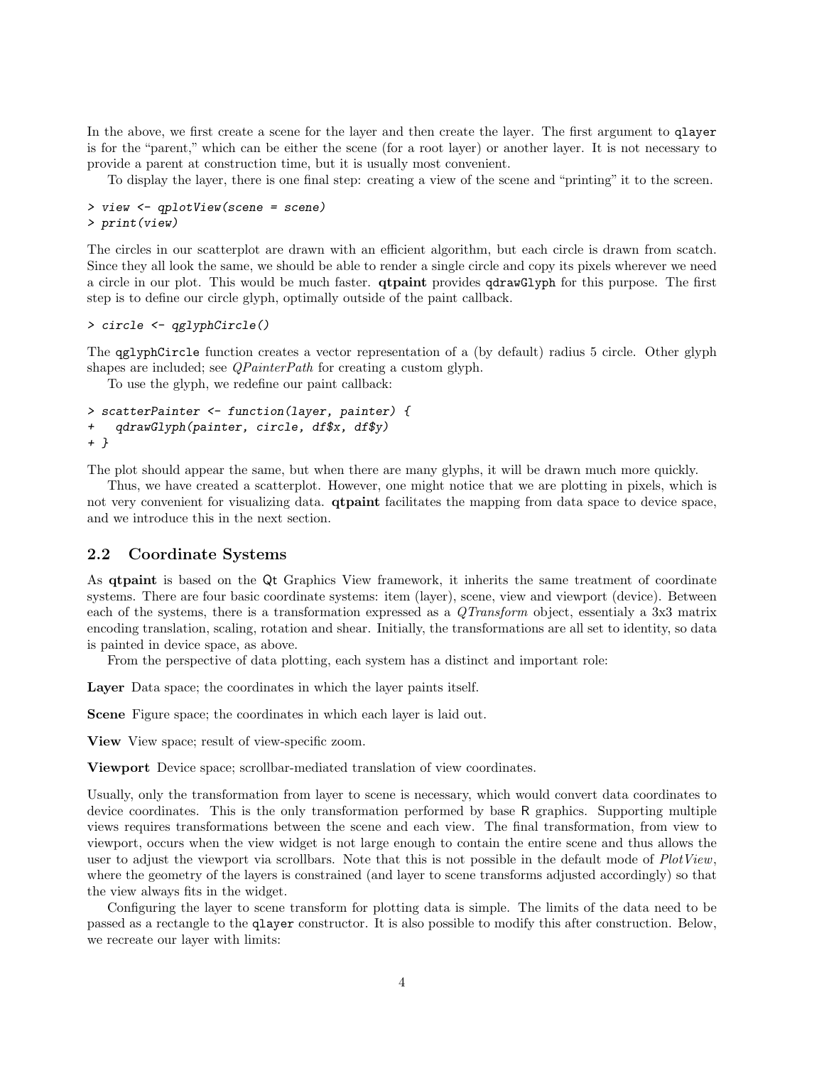In the above, we first create a scene for the layer and then create the layer. The first argument to `qlayer` is for the "parent," which can be either the scene (for a root layer) or another layer. It is not necessary to provide a parent at construction time, but it is usually most convenient.

To display the layer, there is one final step: creating a view of the scene and "printing" it to the screen.

```
> view <- qplotView(scene = scene)
> print(view)
```

The circles in our scatterplot are drawn with an efficient algorithm, but each circle is drawn from scatch. Since they all look the same, we should be able to render a single circle and copy its pixels wherever we need a circle in our plot. This would be much faster. **qtpaint** provides `qdrawGlyph` for this purpose. The first step is to define our circle glyph, optimally outside of the paint callback.

```
> circle <- qglyphCircle()
```

The `qglyphCircle` function creates a vector representation of a (by default) radius 5 circle. Other glyph shapes are included; see *QPainterPath* for creating a custom glyph.

To use the glyph, we redefine our paint callback:

```
> scatterPainter <- function(layer, painter) {
+   qdrawGlyph(painter, circle, df$x, df$y)
+ }
```

The plot should appear the same, but when there are many glyphs, it will be drawn much more quickly.

Thus, we have created a scatterplot. However, one might notice that we are plotting in pixels, which is not very convenient for visualizing data. **qtpaint** facilitates the mapping from data space to device space, and we introduce this in the next section.

## 2.2 Coordinate Systems

As **qtpaint** is based on the Qt Graphics View framework, it inherits the same treatment of coordinate systems. There are four basic coordinate systems: item (layer), scene, view and viewport (device). Between each of the systems, there is a transformation expressed as a *QTransform* object, essentialy a 3x3 matrix encoding translation, scaling, rotation and shear. Initially, the transformations are all set to identity, so data is painted in device space, as above.

From the perspective of data plotting, each system has a distinct and important role:

**Layer** Data space; the coordinates in which the layer paints itself.

**Scene** Figure space; the coordinates in which each layer is laid out.

**View** View space; result of view-specific zoom.

**Viewport** Device space; scrollbar-mediated translation of view coordinates.

Usually, only the transformation from layer to scene is necessary, which would convert data coordinates to device coordinates. This is the only transformation performed by base R graphics. Supporting multiple views requires transformations between the scene and each view. The final transformation, from view to viewport, occurs when the view widget is not large enough to contain the entire scene and thus allows the user to adjust the viewport via scrollbars. Note that this is not possible in the default mode of *PlotView*, where the geometry of the layers is constrained (and layer to scene transforms adjusted accordingly) so that the view always fits in the widget.

Configuring the layer to scene transform for plotting data is simple. The limits of the data need to be passed as a rectangle to the `qlayer` constructor. It is also possible to modify this after construction. Below, we recreate our layer with limits: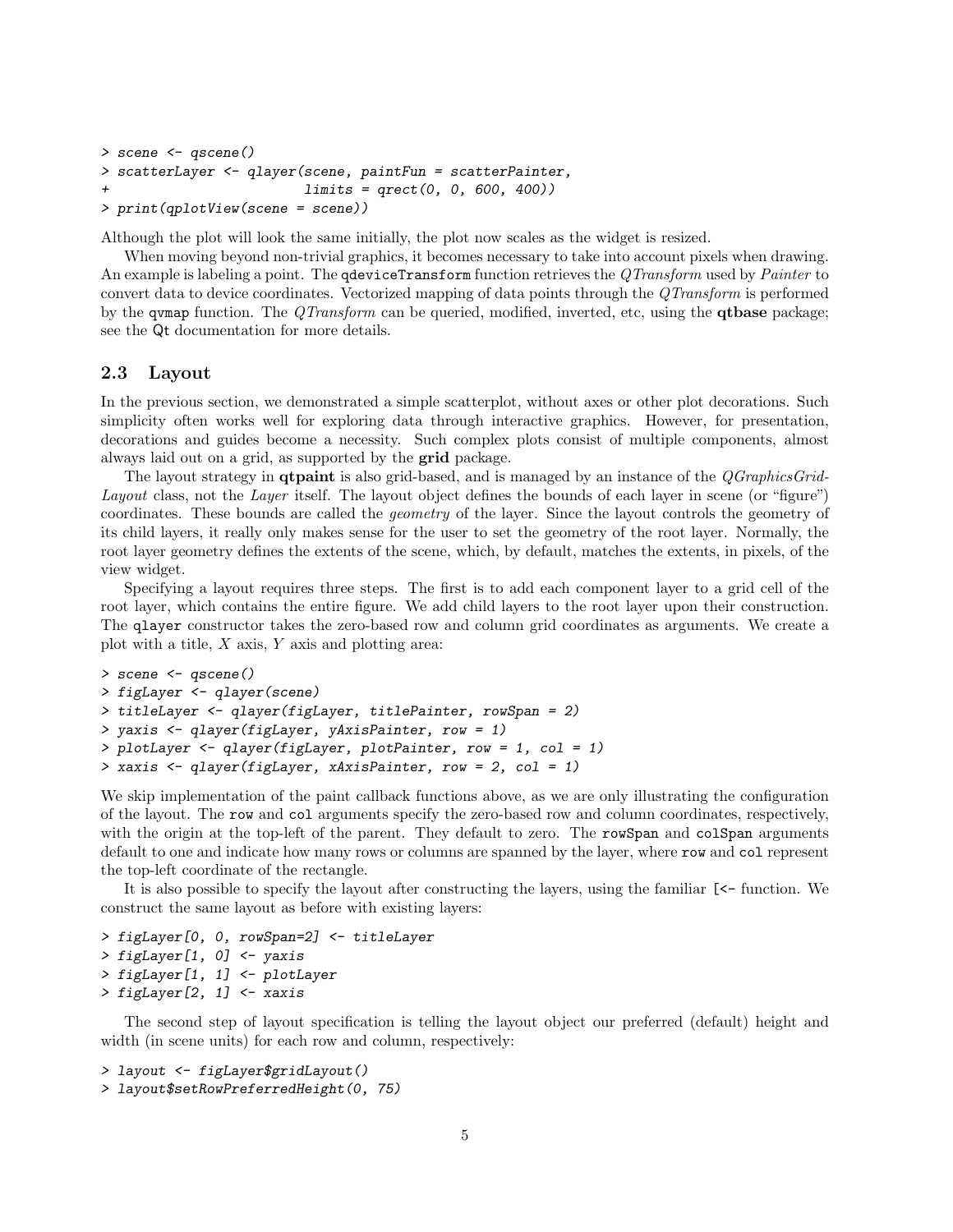```
> scene <- qscene()
> scatterLayer <- qlayer(scene, paintFun = scatterPainter,
+                        limits = qrect(0, 0, 600, 400))
> print(qplotView(scene = scene))
```

Although the plot will look the same initially, the plot now scales as the widget is resized.

When moving beyond non-trivial graphics, it becomes necessary to take into account pixels when drawing. An example is labeling a point. The `qdeviceTransform` function retrieves the *QTransform* used by *Painter* to convert data to device coordinates. Vectorized mapping of data points through the *QTransform* is performed by the `qvmap` function. The *QTransform* can be queried, modified, inverted, etc, using the **qtbase** package; see the `Qt` documentation for more details.

## 2.3 Layout

In the previous section, we demonstrated a simple scatterplot, without axes or other plot decorations. Such simplicity often works well for exploring data through interactive graphics. However, for presentation, decorations and guides become a necessity. Such complex plots consist of multiple components, almost always laid out on a grid, as supported by the **grid** package.

The layout strategy in **qtpaint** is also grid-based, and is managed by an instance of the *QGraphicsGridLayout* class, not the *Layer* itself. The layout object defines the bounds of each layer in scene (or "figure") coordinates. These bounds are called the *geometry* of the layer. Since the layout controls the geometry of its child layers, it really only makes sense for the user to set the geometry of the root layer. Normally, the root layer geometry defines the extents of the scene, which, by default, matches the extents, in pixels, of the view widget.

Specifying a layout requires three steps. The first is to add each component layer to a grid cell of the root layer, which contains the entire figure. We add child layers to the root layer upon their construction. The `qlayer` constructor takes the zero-based row and column grid coordinates as arguments. We create a plot with a title, $X$ axis, $Y$ axis and plotting area:

```
> scene <- qscene()
> figLayer <- qlayer(scene)
> titleLayer <- qlayer(figLayer, titlePainter, rowSpan = 2)
> yaxis <- qlayer(figLayer, yAxisPainter, row = 1)
> plotLayer <- qlayer(figLayer, plotPainter, row = 1, col = 1)
> xaxis <- qlayer(figLayer, xAxisPainter, row = 2, col = 1)
```

We skip implementation of the paint callback functions above, as we are only illustrating the configuration of the layout. The `row` and `col` arguments specify the zero-based row and column coordinates, respectively, with the origin at the top-left of the parent. They default to zero. The `rowSpan` and `colSpan` arguments default to one and indicate how many rows or columns are spanned by the layer, where `row` and `col` represent the top-left coordinate of the rectangle.

It is also possible to specify the layout after constructing the layers, using the familiar `[<-` function. We construct the same layout as before with existing layers:

```
> figLayer[0, 0, rowSpan=2] <- titleLayer
> figLayer[1, 0] <- yaxis
> figLayer[1, 1] <- plotLayer
> figLayer[2, 1] <- xaxis
```

The second step of layout specification is telling the layout object our preferred (default) height and width (in scene units) for each row and column, respectively:

```
> layout <- figLayer$gridLayout()
> layout$setRowPreferredHeight(0, 75)
```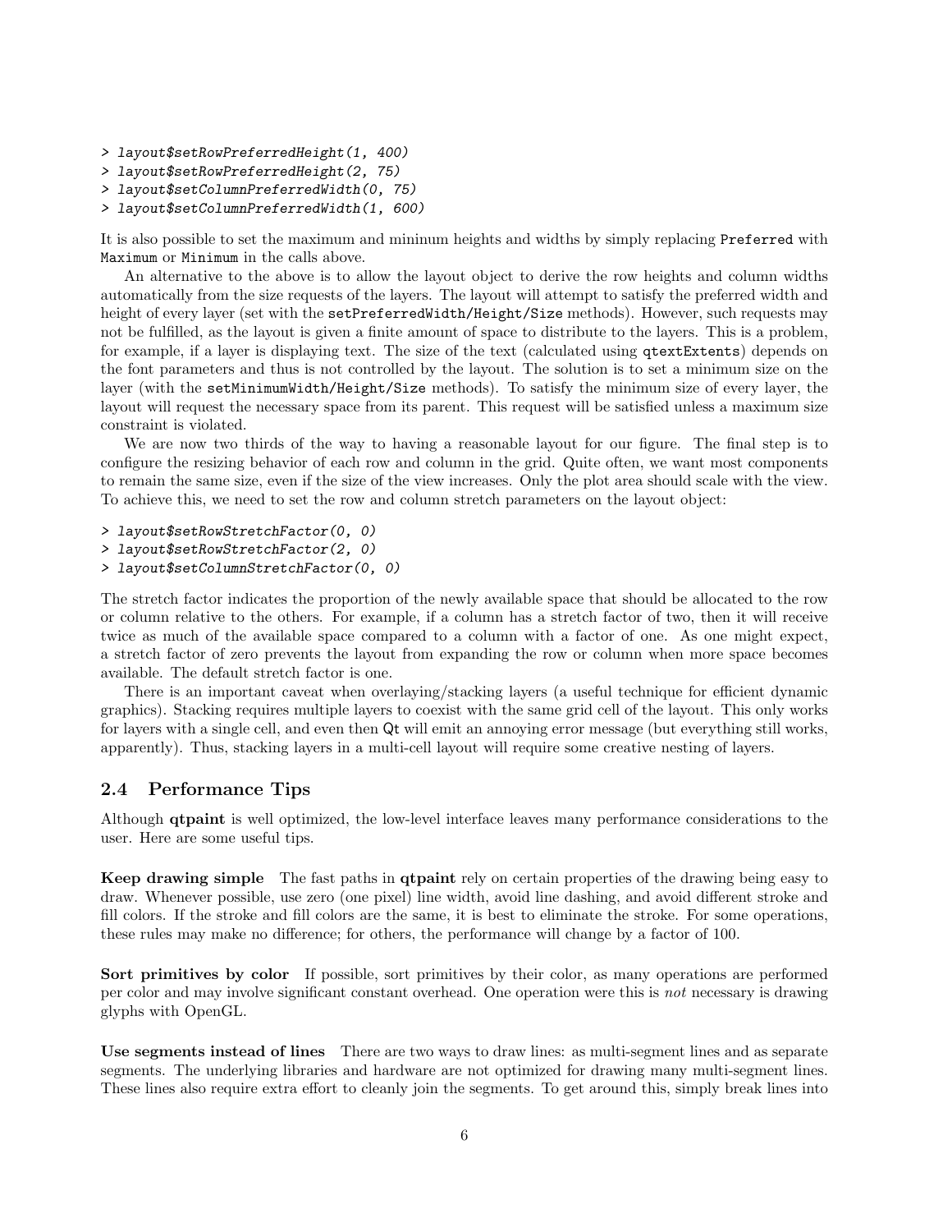```
> layout$setRowPreferredHeight(1, 400)
> layout$setRowPreferredHeight(2, 75)
> layout$setColumnPreferredWidth(0, 75)
> layout$setColumnPreferredWidth(1, 600)
```

It is also possible to set the maximum and mininum heights and widths by simply replacing `Preferred` with `Maximum` or `Minimum` in the calls above.

An alternative to the above is to allow the layout object to derive the row heights and column widths automatically from the size requests of the layers. The layout will attempt to satisfy the preferred width and height of every layer (set with the `setPreferredWidth/Height/Size` methods). However, such requests may not be fulfilled, as the layout is given a finite amount of space to distribute to the layers. This is a problem, for example, if a layer is displaying text. The size of the text (calculated using `qtextExtents`) depends on the font parameters and thus is not controlled by the layout. The solution is to set a minimum size on the layer (with the `setMinimumWidth/Height/Size` methods). To satisfy the minimum size of every layer, the layout will request the necessary space from its parent. This request will be satisfied unless a maximum size constraint is violated.

We are now two thirds of the way to having a reasonable layout for our figure. The final step is to configure the resizing behavior of each row and column in the grid. Quite often, we want most components to remain the same size, even if the size of the view increases. Only the plot area should scale with the view. To achieve this, we need to set the row and column stretch parameters on the layout object:

```
> layout$setRowStretchFactor(0, 0)
> layout$setRowStretchFactor(2, 0)
> layout$setColumnStretchFactor(0, 0)
```

The stretch factor indicates the proportion of the newly available space that should be allocated to the row or column relative to the others. For example, if a column has a stretch factor of two, then it will receive twice as much of the available space compared to a column with a factor of one. As one might expect, a stretch factor of zero prevents the layout from expanding the row or column when more space becomes available. The default stretch factor is one.

There is an important caveat when overlaying/stacking layers (a useful technique for efficient dynamic graphics). Stacking requires multiple layers to coexist with the same grid cell of the layout. This only works for layers with a single cell, and even then `Qt` will emit an annoying error message (but everything still works, apparently). Thus, stacking layers in a multi-cell layout will require some creative nesting of layers.

## 2.4 Performance Tips

Although **qtpaint** is well optimized, the low-level interface leaves many performance considerations to the user. Here are some useful tips.

**Keep drawing simple** The fast paths in **qtpaint** rely on certain properties of the drawing being easy to draw. Whenever possible, use zero (one pixel) line width, avoid line dashing, and avoid different stroke and fill colors. If the stroke and fill colors are the same, it is best to eliminate the stroke. For some operations, these rules may make no difference; for others, the performance will change by a factor of 100.

**Sort primitives by color** If possible, sort primitives by their color, as many operations are performed per color and may involve significant constant overhead. One operation were this is *not* necessary is drawing glyphs with OpenGL.

**Use segments instead of lines** There are two ways to draw lines: as multi-segment lines and as separate segments. The underlying libraries and hardware are not optimized for drawing many multi-segment lines. These lines also require extra effort to cleanly join the segments. To get around this, simply break lines into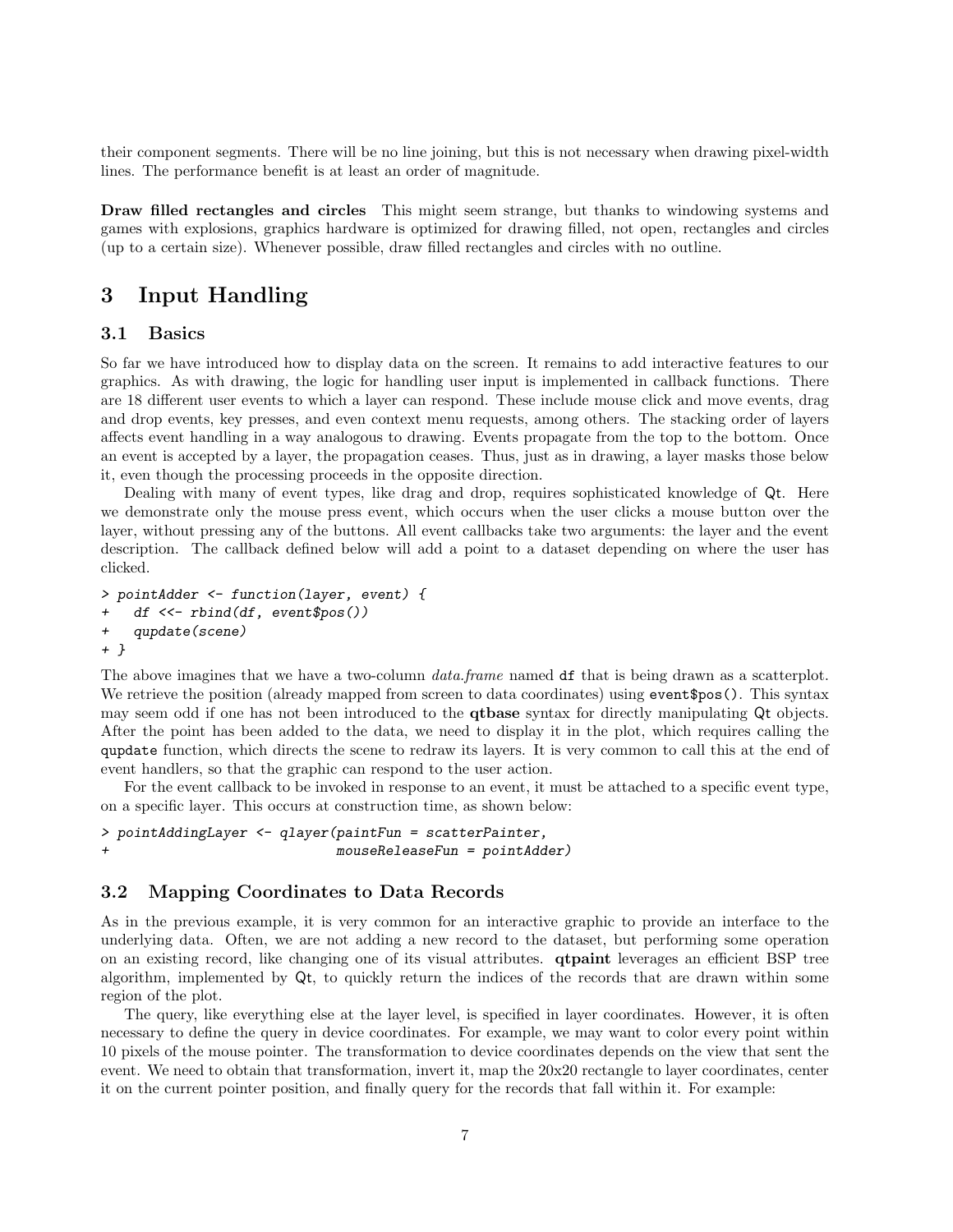their component segments. There will be no line joining, but this is not necessary when drawing pixel-width lines. The performance benefit is at least an order of magnitude.

**Draw filled rectangles and circles** This might seem strange, but thanks to windowing systems and games with explosions, graphics hardware is optimized for drawing filled, not open, rectangles and circles (up to a certain size). Whenever possible, draw filled rectangles and circles with no outline.

# 3 Input Handling

## 3.1 Basics

So far we have introduced how to display data on the screen. It remains to add interactive features to our graphics. As with drawing, the logic for handling user input is implemented in callback functions. There are 18 different user events to which a layer can respond. These include mouse click and move events, drag and drop events, key presses, and even context menu requests, among others. The stacking order of layers affects event handling in a way analogous to drawing. Events propagate from the top to the bottom. Once an event is accepted by a layer, the propagation ceases. Thus, just as in drawing, a layer masks those below it, even though the processing proceeds in the opposite direction.

Dealing with many of event types, like drag and drop, requires sophisticated knowledge of `Qt`. Here we demonstrate only the mouse press event, which occurs when the user clicks a mouse button over the layer, without pressing any of the buttons. All event callbacks take two arguments: the layer and the event description. The callback defined below will add a point to a dataset depending on where the user has clicked.

```
> pointAdder <- function(layer, event) {
+   df <<- rbind(df, event$pos())
+   qupdate(scene)
+ }
```

The above imagines that we have a two-column *data.frame* named `df` that is being drawn as a scatterplot. We retrieve the position (already mapped from screen to data coordinates) using `event$pos()`. This syntax may seem odd if one has not been introduced to the **qtbase** syntax for directly manipulating `Qt` objects. After the point has been added to the data, we need to display it in the plot, which requires calling the `qupdate` function, which directs the scene to redraw its layers. It is very common to call this at the end of event handlers, so that the graphic can respond to the user action.

For the event callback to be invoked in response to an event, it must be attached to a specific event type, on a specific layer. This occurs at construction time, as shown below:

```
> pointAddingLayer <- qlayer(paintFun = scatterPainter,
+                            mouseReleaseFun = pointAdder)
```

## 3.2 Mapping Coordinates to Data Records

As in the previous example, it is very common for an interactive graphic to provide an interface to the underlying data. Often, we are not adding a new record to the dataset, but performing some operation on an existing record, like changing one of its visual attributes. **qtpaint** leverages an efficient BSP tree algorithm, implemented by `Qt`, to quickly return the indices of the records that are drawn within some region of the plot.

The query, like everything else at the layer level, is specified in layer coordinates. However, it is often necessary to define the query in device coordinates. For example, we may want to color every point within 10 pixels of the mouse pointer. The transformation to device coordinates depends on the view that sent the event. We need to obtain that transformation, invert it, map the 20x20 rectangle to layer coordinates, center it on the current pointer position, and finally query for the records that fall within it. For example: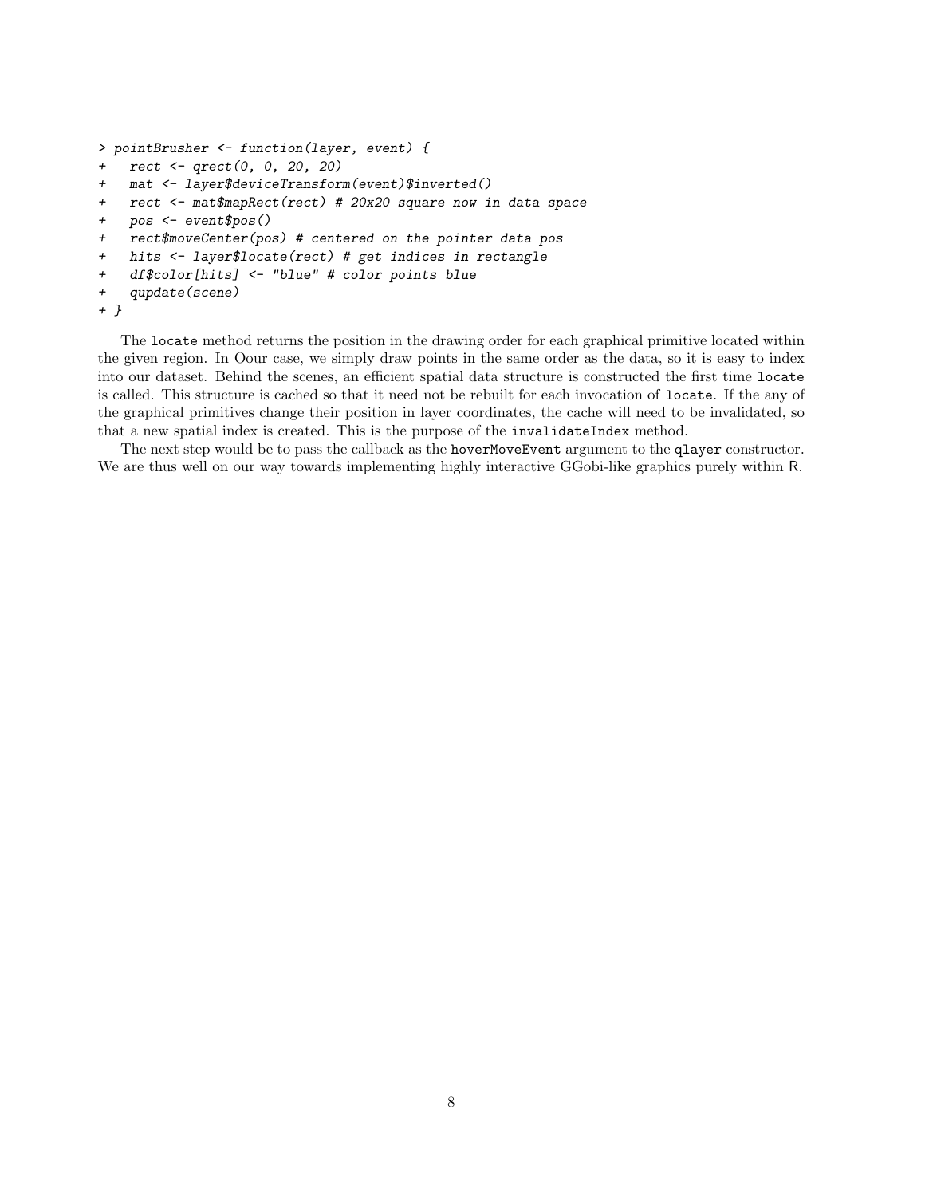```
> pointBrusher <- function(layer, event) {
+   rect <- qrect(0, 0, 20, 20)
+   mat <- layer$deviceTransform(event)$inverted()
+   rect <- mat$mapRect(rect) # 20x20 square now in data space
+   pos <- event$pos()
+   rect$moveCenter(pos) # centered on the pointer data pos
+   hits <- layer$locate(rect) # get indices in rectangle
+   df$color[hits] <- "blue" # color points blue
+   qupdate(scene)
+ }
```

The `locate` method returns the position in the drawing order for each graphical primitive located within the given region. In Oour case, we simply draw points in the same order as the data, so it is easy to index into our dataset. Behind the scenes, an efficient spatial data structure is constructed the first time `locate` is called. This structure is cached so that it need not be rebuilt for each invocation of `locate`. If the any of the graphical primitives change their position in layer coordinates, the cache will need to be invalidated, so that a new spatial index is created. This is the purpose of the `invalidateIndex` method.

The next step would be to pass the callback as the `hoverMoveEvent` argument to the `qlayer` constructor. We are thus well on our way towards implementing highly interactive GGobi-like graphics purely within R.